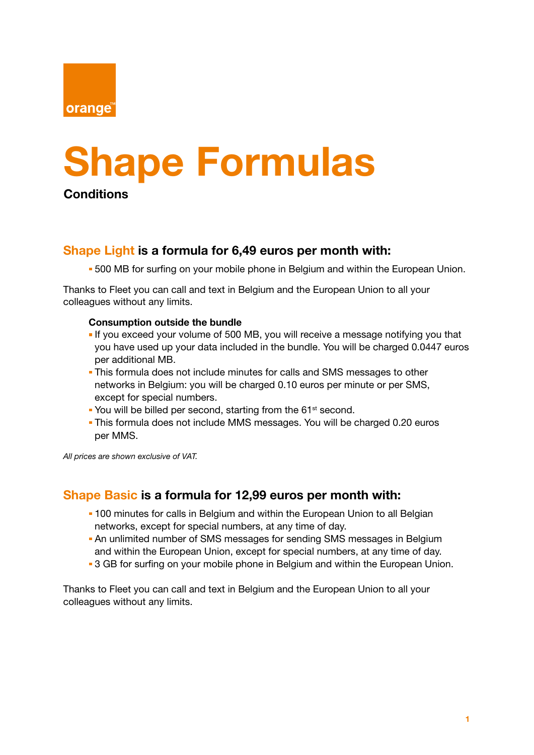# Shape Formulas

**Conditions**

## Shape Light is a formula for 6,49 euros per month with:

- 500 MB for surfing on your mobile phone in Belgium and within the European Union.

Thanks to Fleet you can call and text in Belgium and the European Union to all your colleagues without any limits.

**Consumption outside the bundle**

- If you exceed your volume of 500 MB, you will receive a message notifying you that you have used up your data included in the bundle. You will be charged 0.0447 euros per additional MB.
- This formula does not include minutes for calls and SMS messages to other networks in Belgium: you will be charged 0.10 euros per minute or per SMS, except for special numbers.
- You will be billed per second, starting from the 61st second.
- This formula does not include MMS messages. You will be charged 0.20 euros per MMS.

*All prices are shown exclusive of VAT.*

## Shape Basic is a formula for 12,99 euros per month with:

- 100 minutes for calls in Belgium and within the European Union to all Belgian networks, except for special numbers, at any time of day.
- An unlimited number of SMS messages for sending SMS messages in Belgium and within the European Union, except for special numbers, at any time of day.
- 3 GB for surfing on your mobile phone in Belgium and within the European Union.

Thanks to Fleet you can call and text in Belgium and the European Union to all your colleagues without any limits.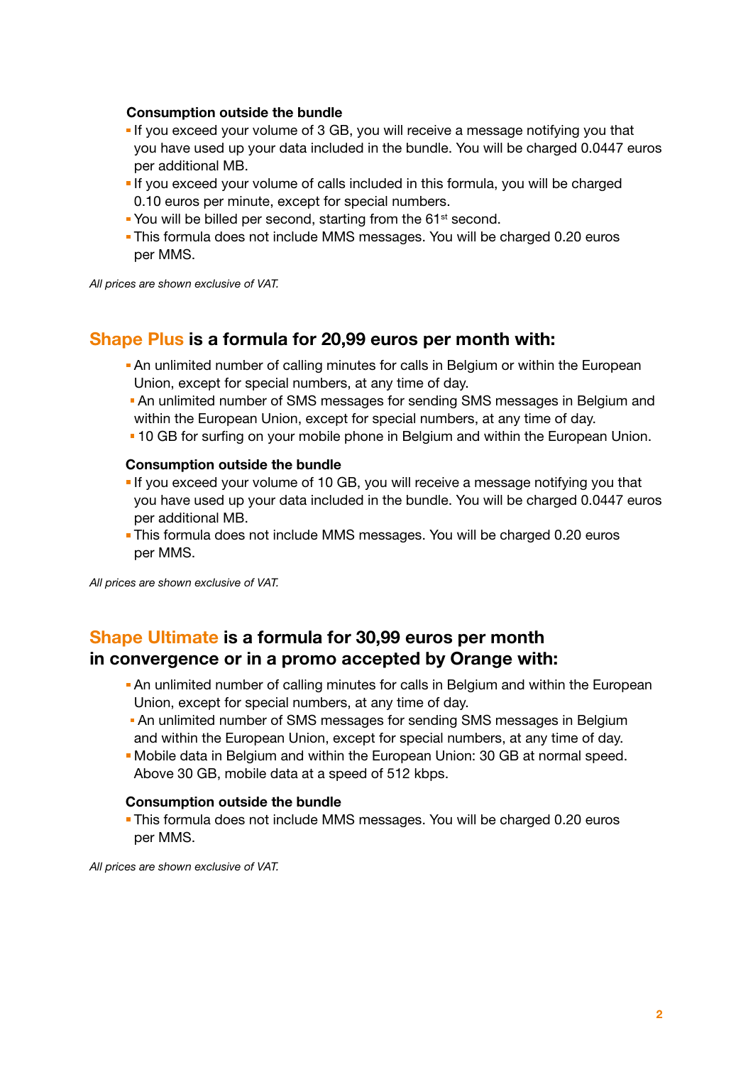#### Consumption outside the bundle

- If you exceed your volume of 3 GB, you will receive a message notifying you that you have used up your data included in the bundle. You will be charged 0.0447 euros per additional MB.
- If you exceed your volume of calls included in this formula, you will be charged 0.10 euros per minute, except for special numbers.
- You will be billed per second, starting from the 61st second.
- This formula does not include MMS messages. You will be charged 0.20 euros per MMS.

*All prices are shown exclusive of VAT.*

## Shape Plus is a formula for 20,99 euros per month with:

- An unlimited number of calling minutes for calls in Belgium or within the European Union, except for special numbers, at any time of day.
- An unlimited number of SMS messages for sending SMS messages in Belgium and within the European Union, except for special numbers, at any time of day.
- 10 GB for surfing on your mobile phone in Belgium and within the European Union.

#### Consumption outside the bundle

- If you exceed your volume of 10 GB, you will receive a message notifying you that you have used up your data included in the bundle. You will be charged 0.0447 euros per additional MB.
- This formula does not include MMS messages. You will be charged 0.20 euros per MMS.

*All prices are shown exclusive of VAT.*

## Shape Ultimate is a formula for 30,99 euros per month in convergence or in a promo accepted by Orange with:

- An unlimited number of calling minutes for calls in Belgium and within the European Union, except for special numbers, at any time of day.
- An unlimited number of SMS messages for sending SMS messages in Belgium and within the European Union, except for special numbers, at any time of day.
- Mobile data in Belgium and within the European Union: 30 GB at normal speed. Above 30 GB, mobile data at a speed of 512 kbps.

#### Consumption outside the bundle

- This formula does not include MMS messages. You will be charged 0.20 euros per MMS.

*All prices are shown exclusive of VAT.*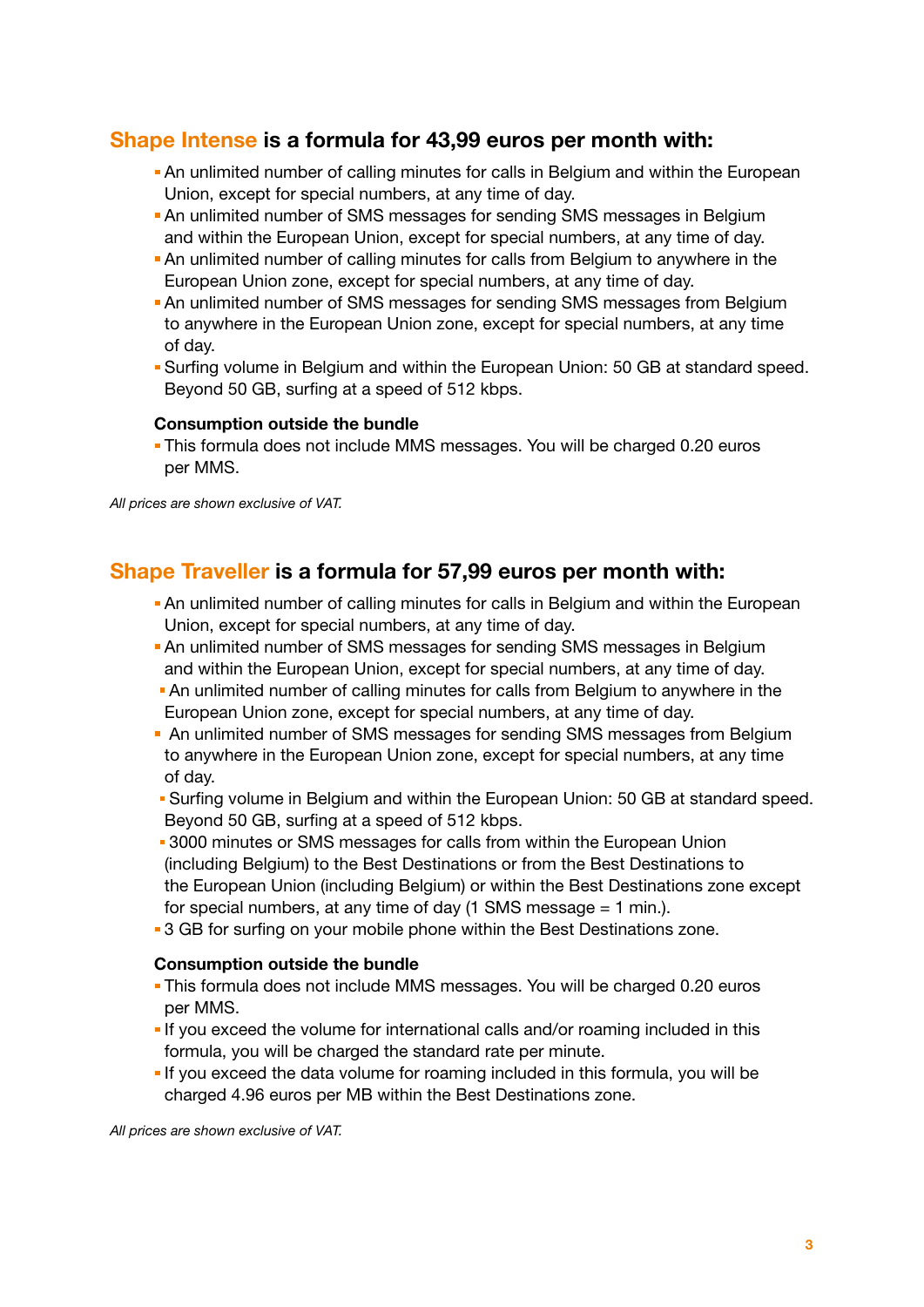## Shape Intense is a formula for 43,99 euros per month with:

- An unlimited number of calling minutes for calls in Belgium and within the European Union, except for special numbers, at any time of day.
- An unlimited number of SMS messages for sending SMS messages in Belgium and within the European Union, except for special numbers, at any time of day.
- An unlimited number of calling minutes for calls from Belgium to anywhere in the European Union zone, except for special numbers, at any time of day.
- An unlimited number of SMS messages for sending SMS messages from Belgium to anywhere in the European Union zone, except for special numbers, at any time of day.
- Surfing volume in Belgium and within the European Union: 50 GB at standard speed. Beyond 50 GB, surfing at a speed of 512 kbps.

**Consumption outside the bundle**

- This formula does not include MMS messages. You will be charged 0.20 euros per MMS.

*All prices are shown exclusive of VAT.*

## Shape Traveller is a formula for 57,99 euros per month with:

- An unlimited number of calling minutes for calls in Belgium and within the European Union, except for special numbers, at any time of day.
- An unlimited number of SMS messages for sending SMS messages in Belgium and within the European Union, except for special numbers, at any time of day.
- An unlimited number of calling minutes for calls from Belgium to anywhere in the European Union zone, except for special numbers, at any time of day.
- An unlimited number of SMS messages for sending SMS messages from Belgium to anywhere in the European Union zone, except for special numbers, at any time of day.
- Surfing volume in Belgium and within the European Union: 50 GB at standard speed. Beyond 50 GB, surfing at a speed of 512 kbps.
- 3000 minutes or SMS messages for calls from within the European Union (including Belgium) to the Best Destinations or from the Best Destinations to the European Union (including Belgium) or within the Best Destinations zone except for special numbers, at any time of day (1 SMS message = 1 min.).
- 3 GB for surfing on your mobile phone within the Best Destinations zone.

**Consumption outside the bundle**

- This formula does not include MMS messages. You will be charged 0.20 euros per MMS.
- If you exceed the volume for international calls and/or roaming included in this formula, you will be charged the standard rate per minute.
- If you exceed the data volume for roaming included in this formula, you will be charged 4.96 euros per MB within the Best Destinations zone.

*All prices are shown exclusive of VAT.*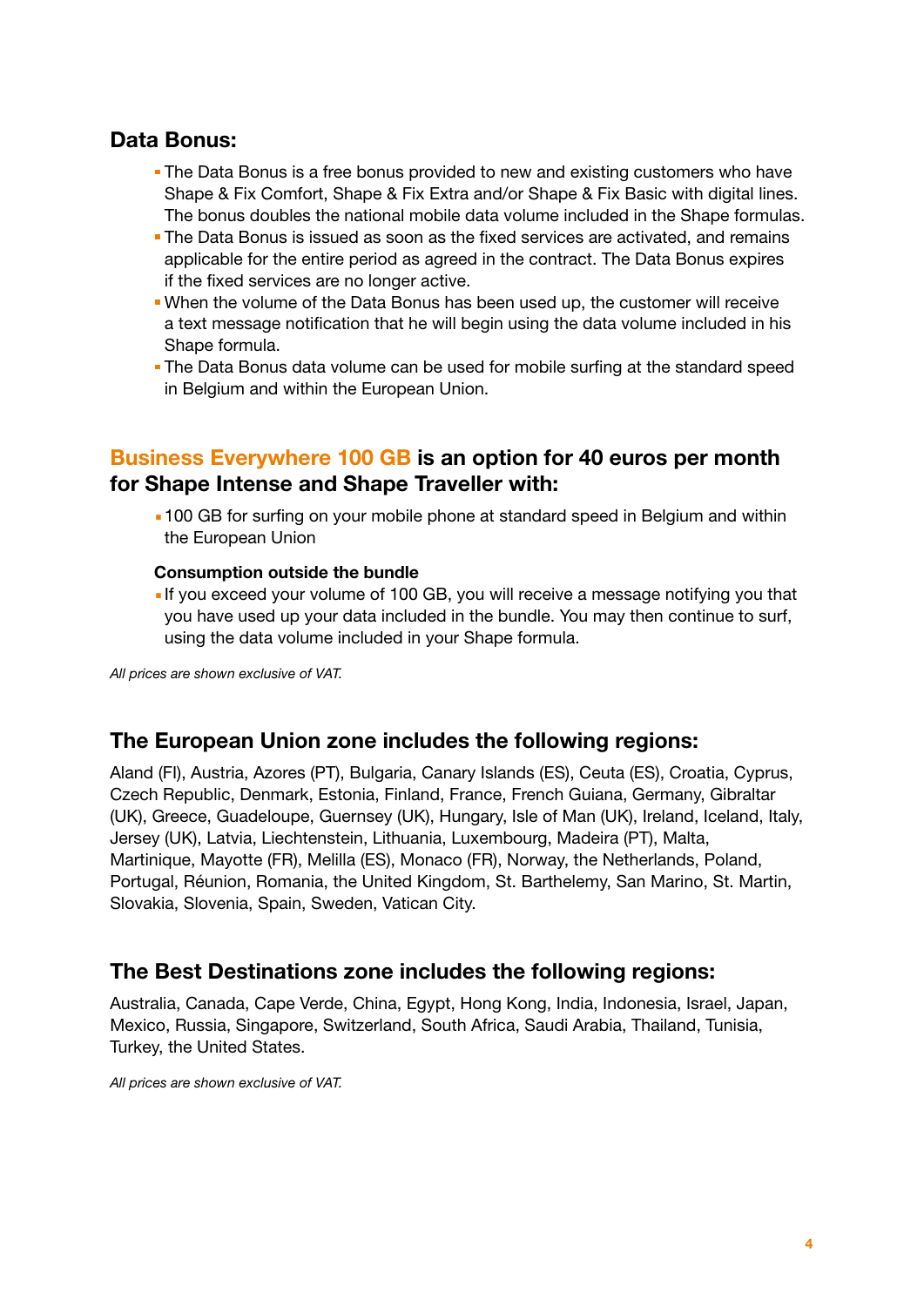## Data Bonus:

- The Data Bonus is a free bonus provided to new and existing customers who have Shape & Fix Comfort, Shape & Fix Extra and/or Shape & Fix Basic with digital lines. The bonus doubles the national mobile data volume included in the Shape formulas.
- The Data Bonus is issued as soon as the fixed services are activated, and remains applicable for the entire period as agreed in the contract. The Data Bonus expires if the fixed services are no longer active.
- When the volume of the Data Bonus has been used up, the customer will receive a text message notification that he will begin using the data volume included in his Shape formula.
- The Data Bonus data volume can be used for mobile surfing at the standard speed in Belgium and within the European Union.

## Business Everywhere 100 GB is an option for 40 euros per month for Shape Intense and Shape Traveller with:

- 100 GB for surfing on your mobile phone at standard speed in Belgium and within the European Union

**Consumption outside the bundle**

- If you exceed your volume of 100 GB, you will receive a message notifying you that you have used up your data included in the bundle. You may then continue to surf, using the data volume included in your Shape formula.

*All prices are shown exclusive of VAT.*

## The European Union zone includes the following regions:

Aland (FI), Austria, Azores (PT), Bulgaria, Canary Islands (ES), Ceuta (ES), Croatia, Cyprus, Czech Republic, Denmark, Estonia, Finland, France, French Guiana, Germany, Gibraltar (UK), Greece, Guadeloupe, Guernsey (UK), Hungary, Isle of Man (UK), Ireland, Iceland, Italy, Jersey (UK), Latvia, Liechtenstein, Lithuania, Luxembourg, Madeira (PT), Malta, Martinique, Mayotte (FR), Melilla (ES), Monaco (FR), Norway, the Netherlands, Poland, Portugal, Réunion, Romania, the United Kingdom, St. Barthelemy, San Marino, St. Martin, Slovakia, Slovenia, Spain, Sweden, Vatican City.

## The Best Destinations zone includes the following regions:

Australia, Canada, Cape Verde, China, Egypt, Hong Kong, India, Indonesia, Israel, Japan, Mexico, Russia, Singapore, Switzerland, South Africa, Saudi Arabia, Thailand, Tunisia, Turkey, the United States.

*All prices are shown exclusive of VAT.*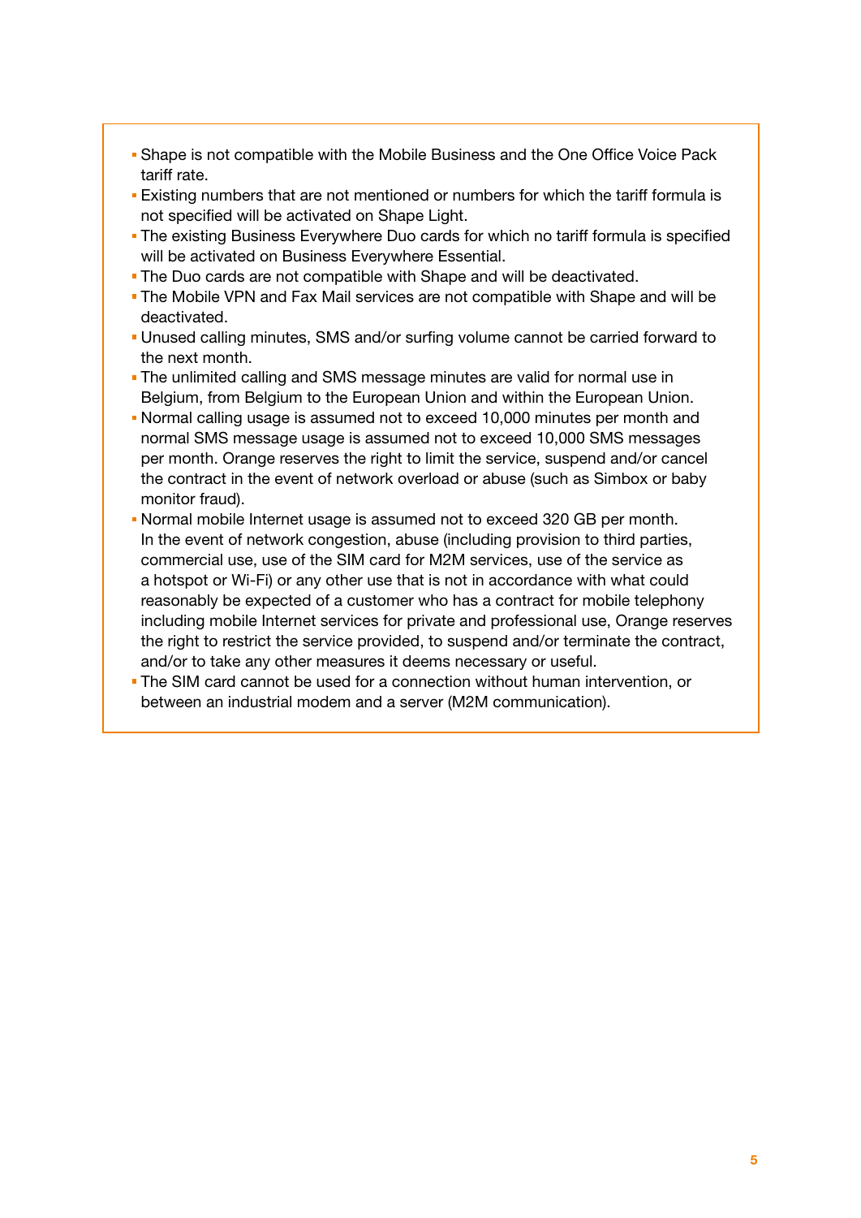- Shape is not compatible with the Mobile Business and the One Office Voice Pack tariff rate.
- Existing numbers that are not mentioned or numbers for which the tariff formula is not specified will be activated on Shape Light.
- The existing Business Everywhere Duo cards for which no tariff formula is specified will be activated on Business Everywhere Essential.
- The Duo cards are not compatible with Shape and will be deactivated.
- The Mobile VPN and Fax Mail services are not compatible with Shape and will be deactivated.
- Unused calling minutes, SMS and/or surfing volume cannot be carried forward to the next month.
- The unlimited calling and SMS message minutes are valid for normal use in Belgium, from Belgium to the European Union and within the European Union.
- Normal calling usage is assumed not to exceed 10,000 minutes per month and normal SMS message usage is assumed not to exceed 10,000 SMS messages per month. Orange reserves the right to limit the service, suspend and/or cancel the contract in the event of network overload or abuse (such as Simbox or baby monitor fraud).
- Normal mobile Internet usage is assumed not to exceed 320 GB per month. In the event of network congestion, abuse (including provision to third parties, commercial use, use of the SIM card for M2M services, use of the service as a hotspot or Wi-Fi) or any other use that is not in accordance with what could reasonably be expected of a customer who has a contract for mobile telephony including mobile Internet services for private and professional use, Orange reserves the right to restrict the service provided, to suspend and/or terminate the contract, and/or to take any other measures it deems necessary or useful.
- The SIM card cannot be used for a connection without human intervention, or between an industrial modem and a server (M2M communication).